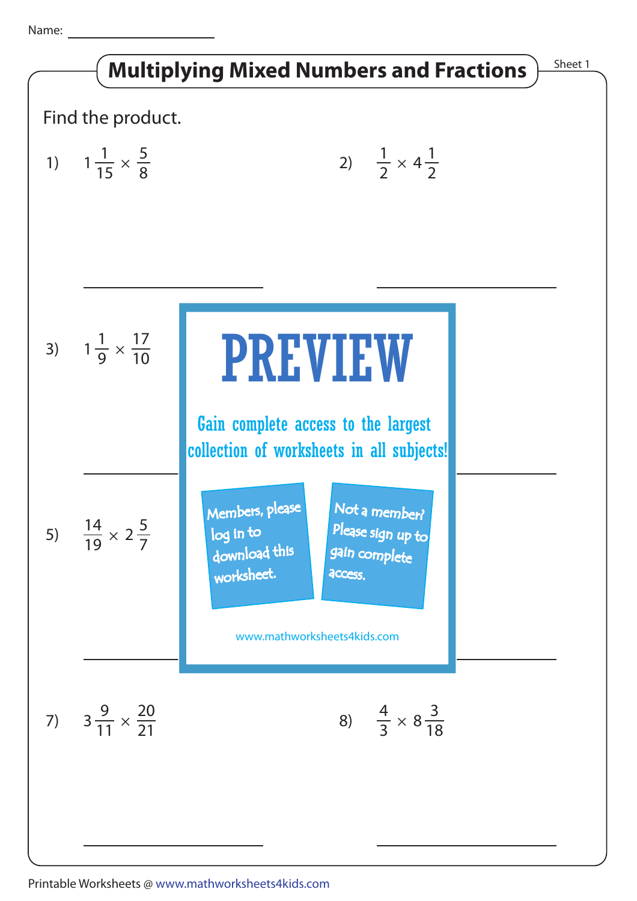Name: ____________________

# Multiplying Mixed Numbers and Fractions

Sheet 1

Find the product.

1) $1\frac{1}{15} \times \frac{5}{8}$

2) $\frac{1}{2} \times 4\frac{1}{2}$

3) $1\frac{1}{9} \times \frac{17}{10}$

5) $\frac{14}{19} \times 2\frac{5}{7}$

7) $3\frac{9}{11} \times \frac{20}{21}$

8) $\frac{4}{3} \times 8\frac{3}{18}$

PREVIEW

Gain complete access to the largest collection of worksheets in all subjects!

Members, please log in to download this worksheet.

Not a member? Please sign up to gain complete access.

www.mathworksheets4kids.com

Printable Worksheets @ www.mathworksheets4kids.com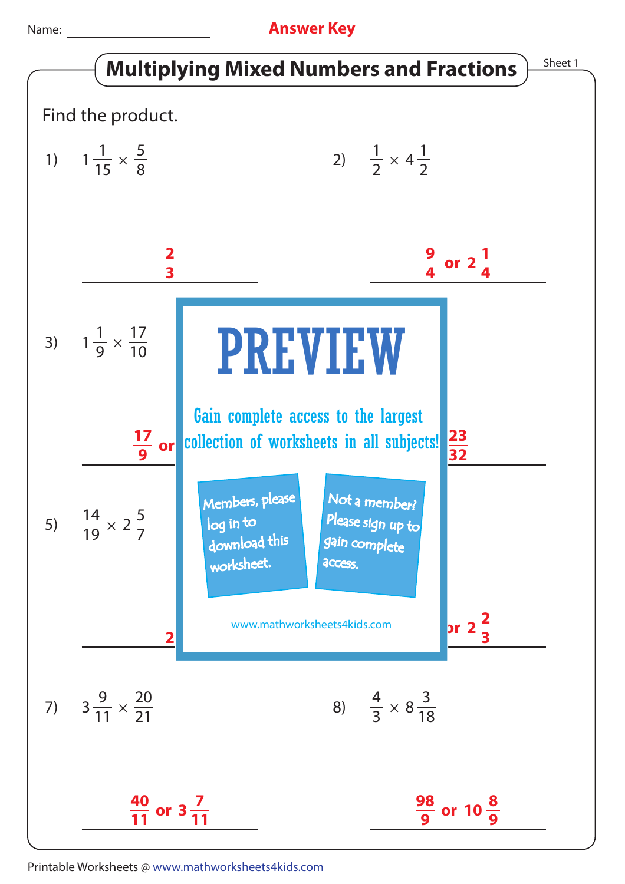Name: ____________________ **Answer Key**

# Multiplying Mixed Numbers and Fractions

Sheet 1

Find the product.

1) $1\frac{1}{15} \times \frac{5}{8}$

**$\frac{2}{3}$**

2) $\frac{1}{2} \times 4\frac{1}{2}$

**$\frac{9}{4}$ or $2\frac{1}{4}$**

3) $1\frac{1}{9} \times \frac{17}{10}$

**$\frac{17}{9}$ or**

**$\frac{23}{32}$**

5) $\frac{14}{19} \times 2\frac{5}{7}$

**2**

**or $2\frac{2}{3}$**

PREVIEW

Gain complete access to the largest collection of worksheets in all subjects!

Members, please log in to download this worksheet.

Not a member? Please sign up to gain complete access.

www.mathworksheets4kids.com

7) $3\frac{9}{11} \times \frac{20}{21}$

**$\frac{40}{11}$ or $3\frac{7}{11}$**

8) $\frac{4}{3} \times 8\frac{3}{18}$

**$\frac{98}{9}$ or $10\frac{8}{9}$**

Printable Worksheets @ www.mathworksheets4kids.com